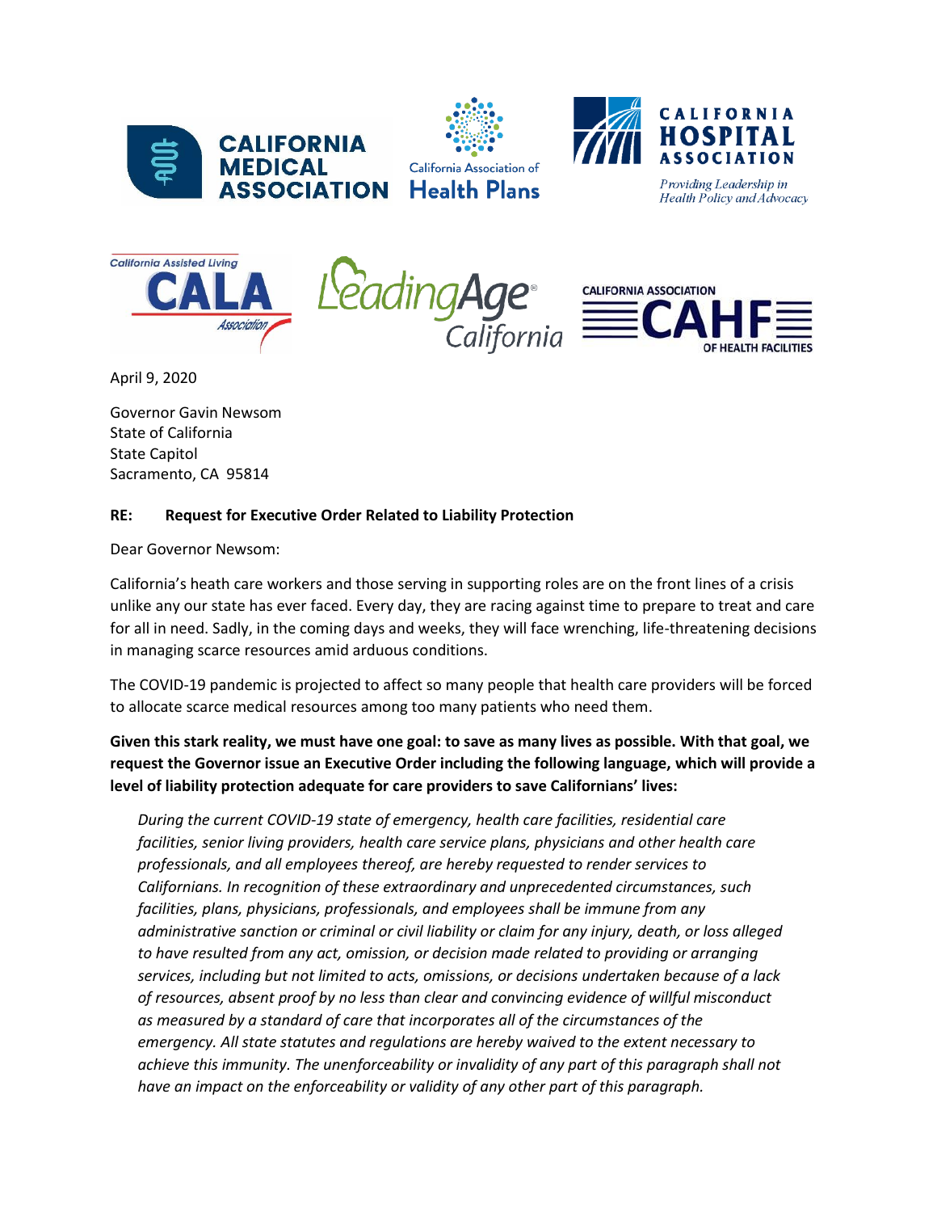CALIFORNIA MEDICAL ASSOCIATION

California Association of Health Plans

CALIFORNIA HOSPITAL ASSOCIATION
*Providing Leadership in Health Policy and Advocacy*

California Assisted Living Association (CALA)

LeadingAge California

CALIFORNIA ASSOCIATION OF HEALTH FACILITIES (CAHF)

April 9, 2020

Governor Gavin Newsom
State of California
State Capitol
Sacramento, CA 95814

**RE: Request for Executive Order Related to Liability Protection**

Dear Governor Newsom:

California's heath care workers and those serving in supporting roles are on the front lines of a crisis unlike any our state has ever faced. Every day, they are racing against time to prepare to treat and care for all in need. Sadly, in the coming days and weeks, they will face wrenching, life-threatening decisions in managing scarce resources amid arduous conditions.

The COVID-19 pandemic is projected to affect so many people that health care providers will be forced to allocate scarce medical resources among too many patients who need them.

**Given this stark reality, we must have one goal: to save as many lives as possible. With that goal, we request the Governor issue an Executive Order including the following language, which will provide a level of liability protection adequate for care providers to save Californians' lives:**

> *During the current COVID-19 state of emergency, health care facilities, residential care facilities, senior living providers, health care service plans, physicians and other health care professionals, and all employees thereof, are hereby requested to render services to Californians. In recognition of these extraordinary and unprecedented circumstances, such facilities, plans, physicians, professionals, and employees shall be immune from any administrative sanction or criminal or civil liability or claim for any injury, death, or loss alleged to have resulted from any act, omission, or decision made related to providing or arranging services, including but not limited to acts, omissions, or decisions undertaken because of a lack of resources, absent proof by no less than clear and convincing evidence of willful misconduct as measured by a standard of care that incorporates all of the circumstances of the emergency. All state statutes and regulations are hereby waived to the extent necessary to achieve this immunity. The unenforceability or invalidity of any part of this paragraph shall not have an impact on the enforceability or validity of any other part of this paragraph.*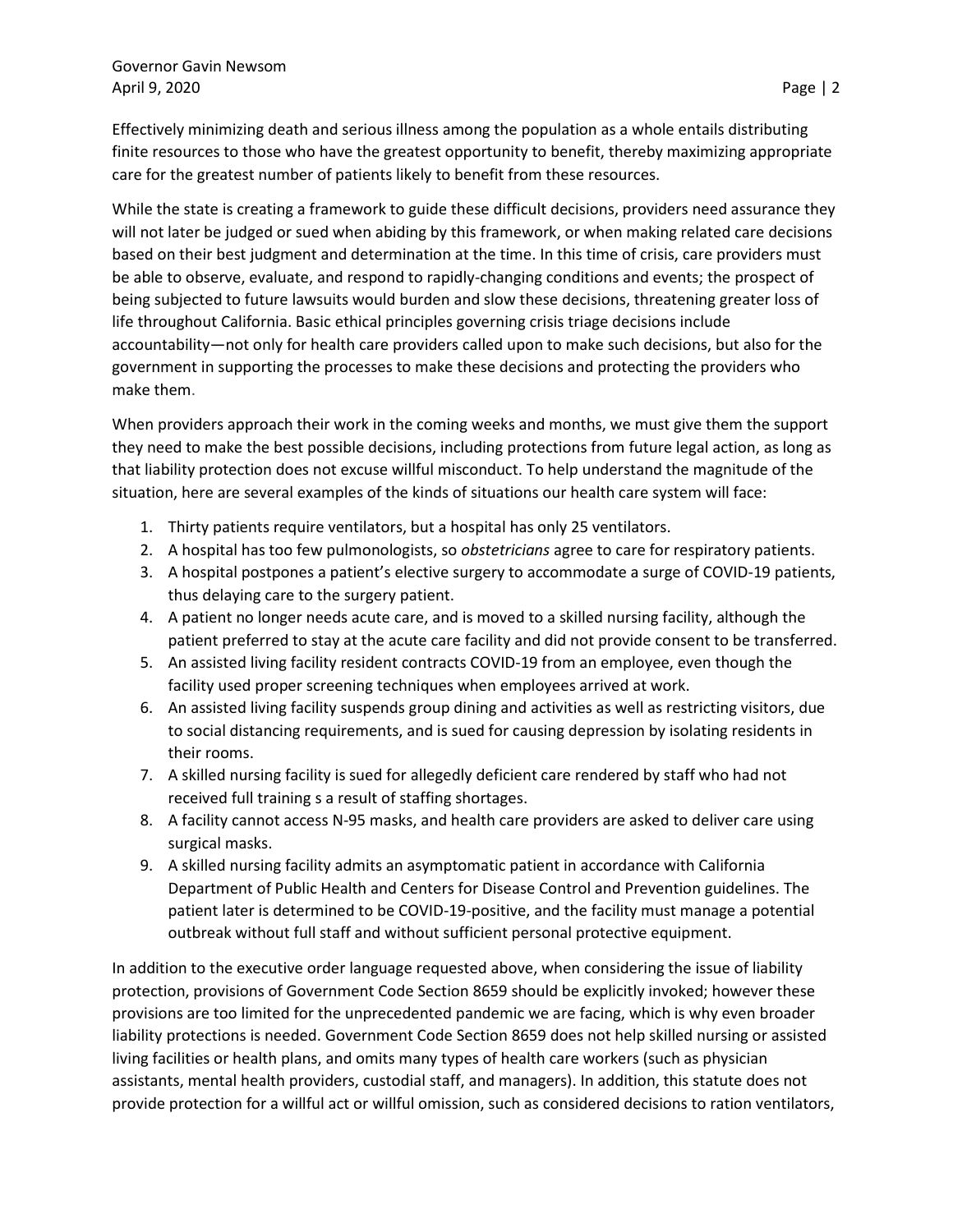Effectively minimizing death and serious illness among the population as a whole entails distributing finite resources to those who have the greatest opportunity to benefit, thereby maximizing appropriate care for the greatest number of patients likely to benefit from these resources.

While the state is creating a framework to guide these difficult decisions, providers need assurance they will not later be judged or sued when abiding by this framework, or when making related care decisions based on their best judgment and determination at the time. In this time of crisis, care providers must be able to observe, evaluate, and respond to rapidly-changing conditions and events; the prospect of being subjected to future lawsuits would burden and slow these decisions, threatening greater loss of life throughout California. Basic ethical principles governing crisis triage decisions include accountability—not only for health care providers called upon to make such decisions, but also for the government in supporting the processes to make these decisions and protecting the providers who make them.

When providers approach their work in the coming weeks and months, we must give them the support they need to make the best possible decisions, including protections from future legal action, as long as that liability protection does not excuse willful misconduct. To help understand the magnitude of the situation, here are several examples of the kinds of situations our health care system will face:

1. Thirty patients require ventilators, but a hospital has only 25 ventilators.
2. A hospital has too few pulmonologists, so *obstetricians* agree to care for respiratory patients.
3. A hospital postpones a patient's elective surgery to accommodate a surge of COVID-19 patients, thus delaying care to the surgery patient.
4. A patient no longer needs acute care, and is moved to a skilled nursing facility, although the patient preferred to stay at the acute care facility and did not provide consent to be transferred.
5. An assisted living facility resident contracts COVID-19 from an employee, even though the facility used proper screening techniques when employees arrived at work.
6. An assisted living facility suspends group dining and activities as well as restricting visitors, due to social distancing requirements, and is sued for causing depression by isolating residents in their rooms.
7. A skilled nursing facility is sued for allegedly deficient care rendered by staff who had not received full training s a result of staffing shortages.
8. A facility cannot access N-95 masks, and health care providers are asked to deliver care using surgical masks.
9. A skilled nursing facility admits an asymptomatic patient in accordance with California Department of Public Health and Centers for Disease Control and Prevention guidelines. The patient later is determined to be COVID-19-positive, and the facility must manage a potential outbreak without full staff and without sufficient personal protective equipment.

In addition to the executive order language requested above, when considering the issue of liability protection, provisions of Government Code Section 8659 should be explicitly invoked; however these provisions are too limited for the unprecedented pandemic we are facing, which is why even broader liability protections is needed. Government Code Section 8659 does not help skilled nursing or assisted living facilities or health plans, and omits many types of health care workers (such as physician assistants, mental health providers, custodial staff, and managers). In addition, this statute does not provide protection for a willful act or willful omission, such as considered decisions to ration ventilators,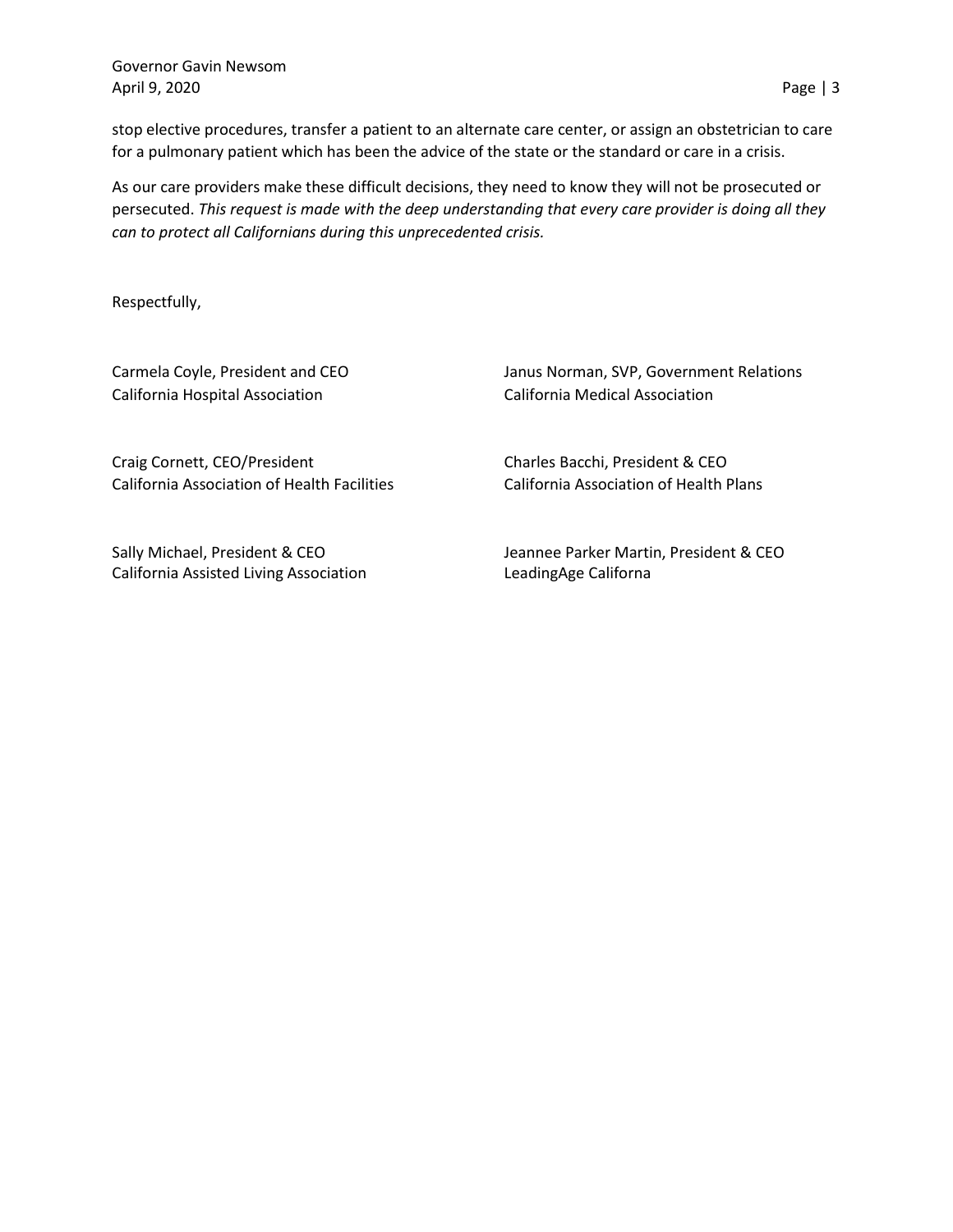stop elective procedures, transfer a patient to an alternate care center, or assign an obstetrician to care for a pulmonary patient which has been the advice of the state or the standard or care in a crisis.

As our care providers make these difficult decisions, they need to know they will not be prosecuted or persecuted. *This request is made with the deep understanding that every care provider is doing all they can to protect all Californians during this unprecedented crisis.*

Respectfully,

Carmela Coyle, President and CEO
California Hospital Association

Janus Norman, SVP, Government Relations
California Medical Association

Craig Cornett, CEO/President
California Association of Health Facilities

Charles Bacchi, President & CEO
California Association of Health Plans

Sally Michael, President & CEO
California Assisted Living Association

Jeannee Parker Martin, President & CEO
LeadingAge Californa